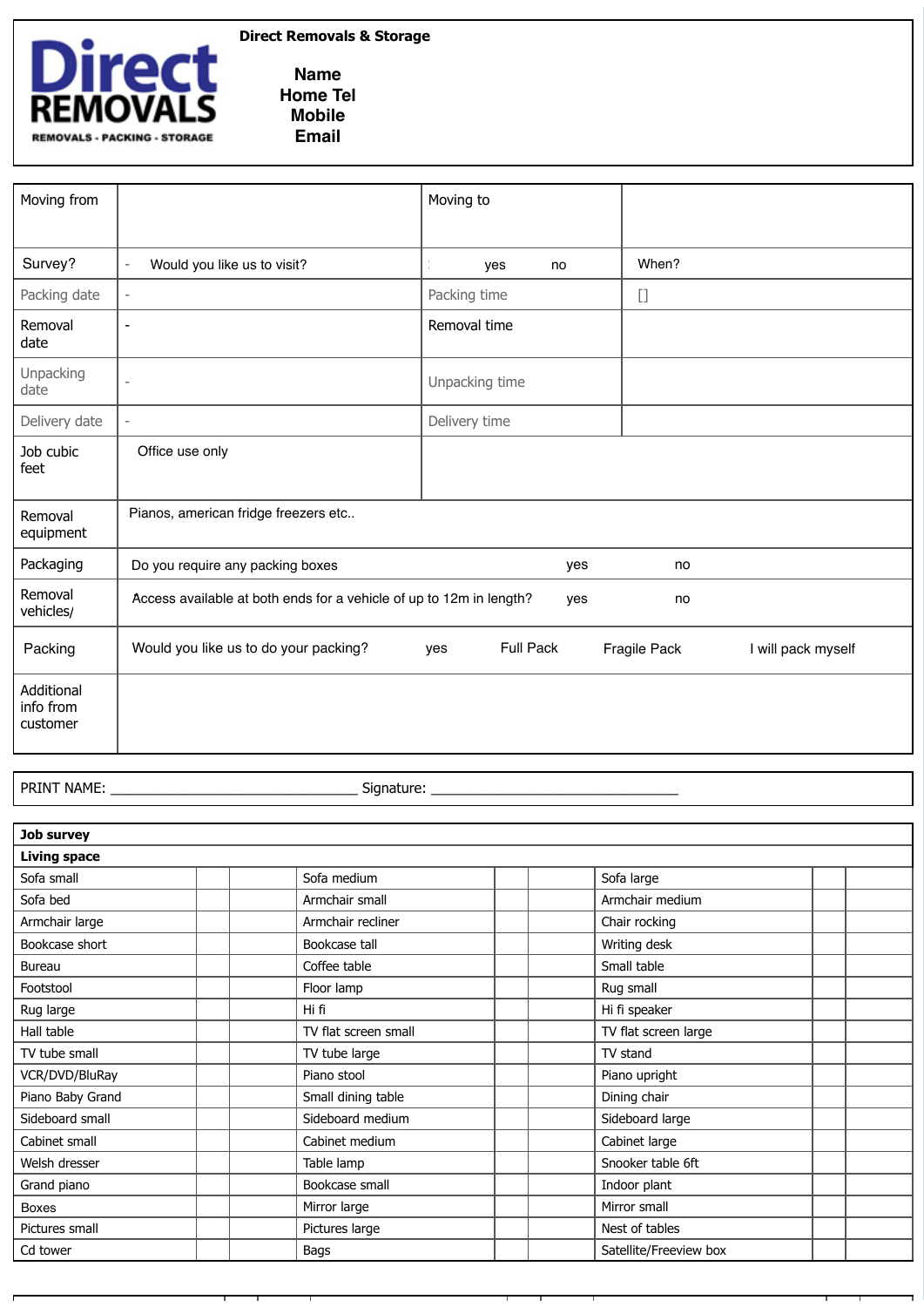Direct REMOVALS

REMOVALS - PACKING - STORAGE

**Direct Removals & Storage**

**Name**
**Home Tel**
**Mobile**
**Email**

| Moving from | | Moving to | |
|---|---|---|---|
| Survey? | - Would you like us to visit? | yes no | When? |
| Packing date | - | Packing time | [] |
| Removal date | - | Removal time | |
| Unpacking date | - | Unpacking time | |
| Delivery date | - | Delivery time | |
| Job cubic feet | Office use only | | |
| Removal equipment | Pianos, american fridge freezers etc.. | | |
| Packaging | Do you require any packing boxes | yes no | |
| Removal vehicles/ | Access available at both ends for a vehicle of up to 12m in length? | yes no | |
| Packing | Would you like us to do your packing? | yes Full Pack Fragile Pack | I will pack myself |
| Additional info from customer | | | |

PRINT NAME: ______________________________ Signature: ______________________________

| **Job survey** | | | | | | | | |
|---|---|---|---|---|---|---|---|---|
| **Living space** | | | | | | | | |
| Sofa small | | | Sofa medium | | | Sofa large | | |
| Sofa bed | | | Armchair small | | | Armchair medium | | |
| Armchair large | | | Armchair recliner | | | Chair rocking | | |
| Bookcase short | | | Bookcase tall | | | Writing desk | | |
| Bureau | | | Coffee table | | | Small table | | |
| Footstool | | | Floor lamp | | | Rug small | | |
| Rug large | | | Hi fi | | | Hi fi speaker | | |
| Hall table | | | TV flat screen small | | | TV flat screen large | | |
| TV tube small | | | TV tube large | | | TV stand | | |
| VCR/DVD/BluRay | | | Piano stool | | | Piano upright | | |
| Piano Baby Grand | | | Small dining table | | | Dining chair | | |
| Sideboard small | | | Sideboard medium | | | Sideboard large | | |
| Cabinet small | | | Cabinet medium | | | Cabinet large | | |
| Welsh dresser | | | Table lamp | | | Snooker table 6ft | | |
| Grand piano | | | Bookcase small | | | Indoor plant | | |
| Boxes | | | Mirror large | | | Mirror small | | |
| Pictures small | | | Pictures large | | | Nest of tables | | |
| Cd tower | | | Bags | | | Satellite/Freeview box | | |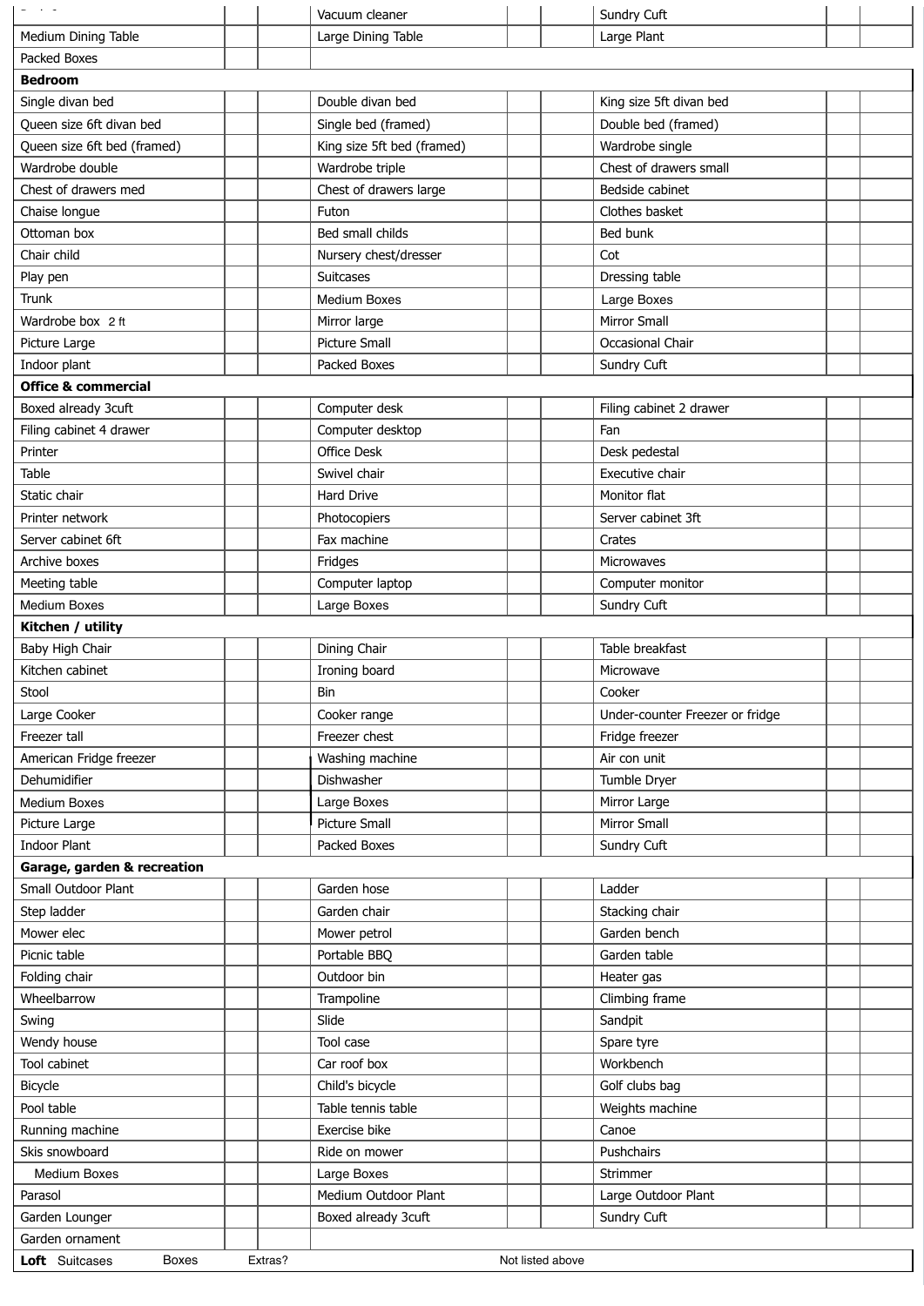| | | | | | | | | |
|---|---|---|---|---|---|---|---|---|
| | | | Vacuum cleaner | | | Sundry Cuft | | |
| Medium Dining Table | | | Large Dining Table | | | Large Plant | | |
| Packed Boxes | | | | | | | | |
| **Bedroom** | | | | | | | | |
| Single divan bed | | | Double divan bed | | | King size 5ft divan bed | | |
| Queen size 6ft divan bed | | | Single bed (framed) | | | Double bed (framed) | | |
| Queen size 6ft bed (framed) | | | King size 5ft bed (framed) | | | Wardrobe single | | |
| Wardrobe double | | | Wardrobe triple | | | Chest of drawers small | | |
| Chest of drawers med | | | Chest of drawers large | | | Bedside cabinet | | |
| Chaise longue | | | Futon | | | Clothes basket | | |
| Ottoman box | | | Bed small childs | | | Bed bunk | | |
| Chair child | | | Nursery chest/dresser | | | Cot | | |
| Play pen | | | Suitcases | | | Dressing table | | |
| Trunk | | | Medium Boxes | | | Large Boxes | | |
| Wardrobe box 2 ft | | | Mirror large | | | Mirror Small | | |
| Picture Large | | | Picture Small | | | Occasional Chair | | |
| Indoor plant | | | Packed Boxes | | | Sundry Cuft | | |
| **Office & commercial** | | | | | | | | |
| Boxed already 3cuft | | | Computer desk | | | Filing cabinet 2 drawer | | |
| Filing cabinet 4 drawer | | | Computer desktop | | | Fan | | |
| Printer | | | Office Desk | | | Desk pedestal | | |
| Table | | | Swivel chair | | | Executive chair | | |
| Static chair | | | Hard Drive | | | Monitor flat | | |
| Printer network | | | Photocopiers | | | Server cabinet 3ft | | |
| Server cabinet 6ft | | | Fax machine | | | Crates | | |
| Archive boxes | | | Fridges | | | Microwaves | | |
| Meeting table | | | Computer laptop | | | Computer monitor | | |
| Medium Boxes | | | Large Boxes | | | Sundry Cuft | | |
| **Kitchen / utility** | | | | | | | | |
| Baby High Chair | | | Dining Chair | | | Table breakfast | | |
| Kitchen cabinet | | | Ironing board | | | Microwave | | |
| Stool | | | Bin | | | Cooker | | |
| Large Cooker | | | Cooker range | | | Under-counter Freezer or fridge | | |
| Freezer tall | | | Freezer chest | | | Fridge freezer | | |
| American Fridge freezer | | | Washing machine | | | Air con unit | | |
| Dehumidifier | | | Dishwasher | | | Tumble Dryer | | |
| Medium Boxes | | | Large Boxes | | | Mirror Large | | |
| Picture Large | | | Picture Small | | | Mirror Small | | |
| Indoor Plant | | | Packed Boxes | | | Sundry Cuft | | |
| **Garage, garden & recreation** | | | | | | | | |
| Small Outdoor Plant | | | Garden hose | | | Ladder | | |
| Step ladder | | | Garden chair | | | Stacking chair | | |
| Mower elec | | | Mower petrol | | | Garden bench | | |
| Picnic table | | | Portable BBQ | | | Garden table | | |
| Folding chair | | | Outdoor bin | | | Heater gas | | |
| Wheelbarrow | | | Trampoline | | | Climbing frame | | |
| Swing | | | Slide | | | Sandpit | | |
| Wendy house | | | Tool case | | | Spare tyre | | |
| Tool cabinet | | | Car roof box | | | Workbench | | |
| Bicycle | | | Child's bicycle | | | Golf clubs bag | | |
| Pool table | | | Table tennis table | | | Weights machine | | |
| Running machine | | | Exercise bike | | | Canoe | | |
| Skis snowboard | | | Ride on mower | | | Pushchairs | | |
| Medium Boxes | | | Large Boxes | | | Strimmer | | |
| Parasol | | | Medium Outdoor Plant | | | Large Outdoor Plant | | |
| Garden Lounger | | | Boxed already 3cuft | | | Sundry Cuft | | |
| Garden ornament | | | | | | | | |
| **Loft** Suitcases Boxes | Extras? | | Not listed above | | | | | |